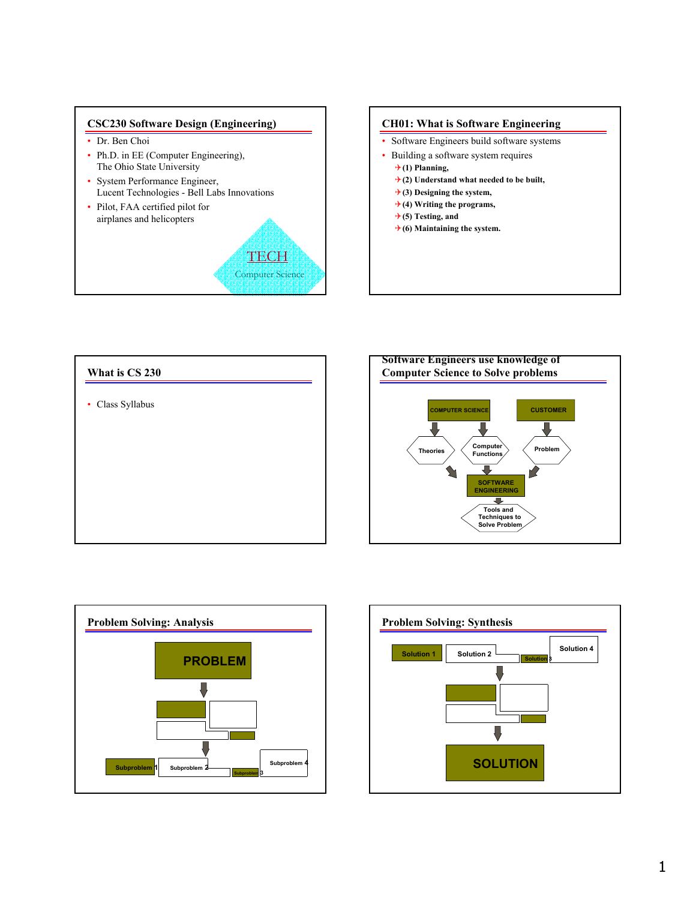## CSC230 Software Design (Engineering)

- Dr. Ben Choi
- Ph.D. in EE (Computer Engineering), The Ohio State University
- System Performance Engineer, Lucent Technologies - Bell Labs Innovations
- Pilot, FAA certified pilot for airplanes and helicopters

TECH
Computer Science

## CH01: What is Software Engineering

- Software Engineers build software systems
- Building a software system requires
  - **(1) Planning,**
  - **(2) Understand what needed to be built,**
  - **(3) Designing the system,**
  - **(4) Writing the programs,**
  - **(5) Testing, and**
  - **(6) Maintaining the system.**

## What is CS 230

- Class Syllabus

## Software Engineers use knowledge of Computer Science to Solve problems

COMPUTER SCIENCE → Theories, Computer Functions

CUSTOMER → Problem

Theories, Computer Functions, Problem → SOFTWARE ENGINEERING → Tools and Techniques to Solve Problem

## Problem Solving: Analysis

PROBLEM → ... → Subproblem 1, Subproblem 2, Subproblem 3, Subproblem 4

## Problem Solving: Synthesis

Solution 1, Solution 2, Solution 3, Solution 4 → ... → SOLUTION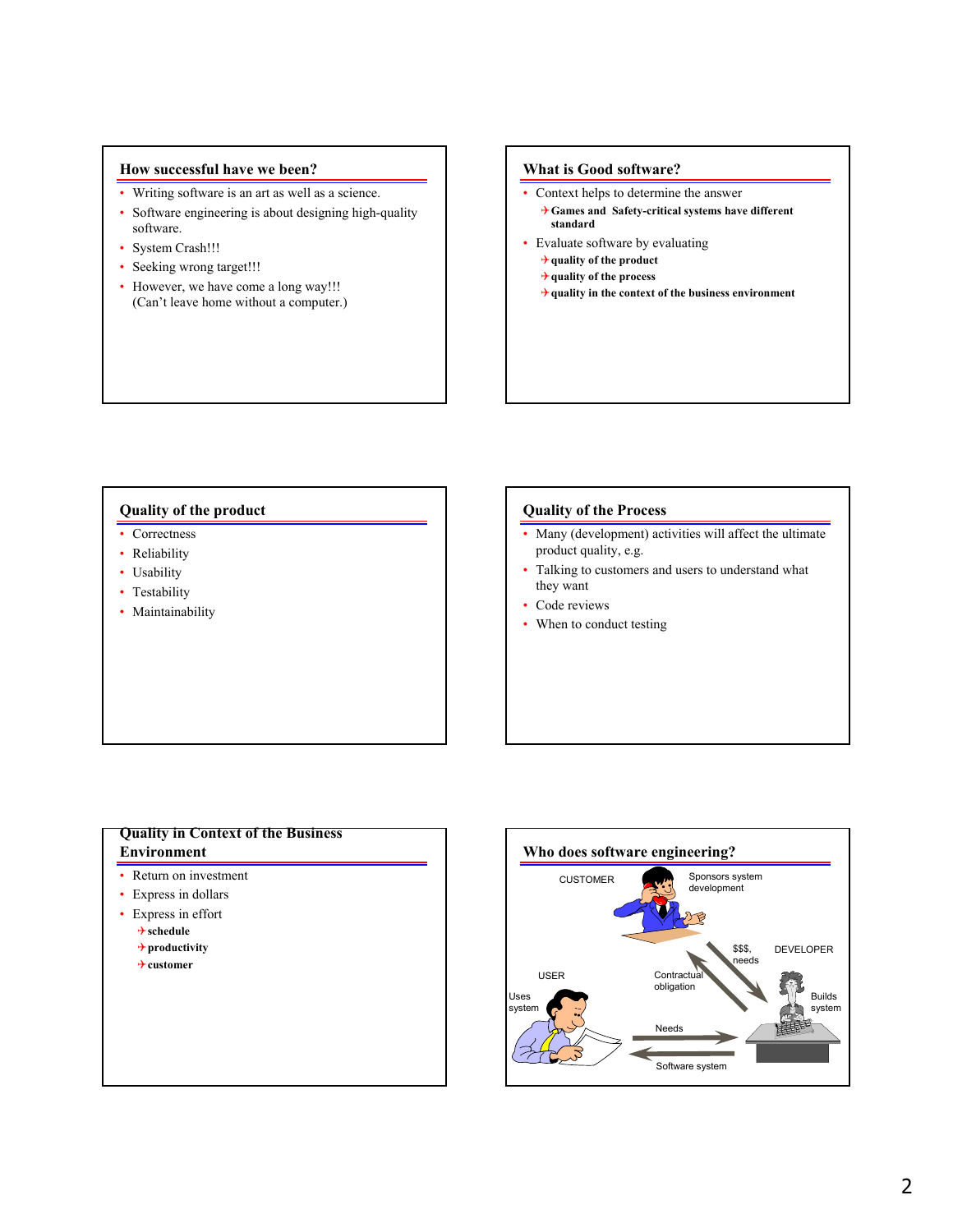## How successful have we been?

- Writing software is an art as well as a science.
- Software engineering is about designing high-quality software.
- System Crash!!!
- Seeking wrong target!!!
- However, we have come a long way!!! (Can't leave home without a computer.)

## What is Good software?

- Context helps to determine the answer
  - **Games and Safety-critical systems have different standard**
- Evaluate software by evaluating
  - **quality of the product**
  - **quality of the process**
  - **quality in the context of the business environment**

## Quality of the product

- Correctness
- Reliability
- Usability
- Testability
- Maintainability

## Quality of the Process

- Many (development) activities will affect the ultimate product quality, e.g.
- Talking to customers and users to understand what they want
- Code reviews
- When to conduct testing

## Quality in Context of the Business Environment

- Return on investment
- Express in dollars
- Express in effort
  - **schedule**
  - **productivity**
  - **customer**

## Who does software engineering?

CUSTOMER — Sponsors system development

DEVELOPER — Builds system

USER — Uses system

$$$, needs

Contractual obligation

Needs

Software system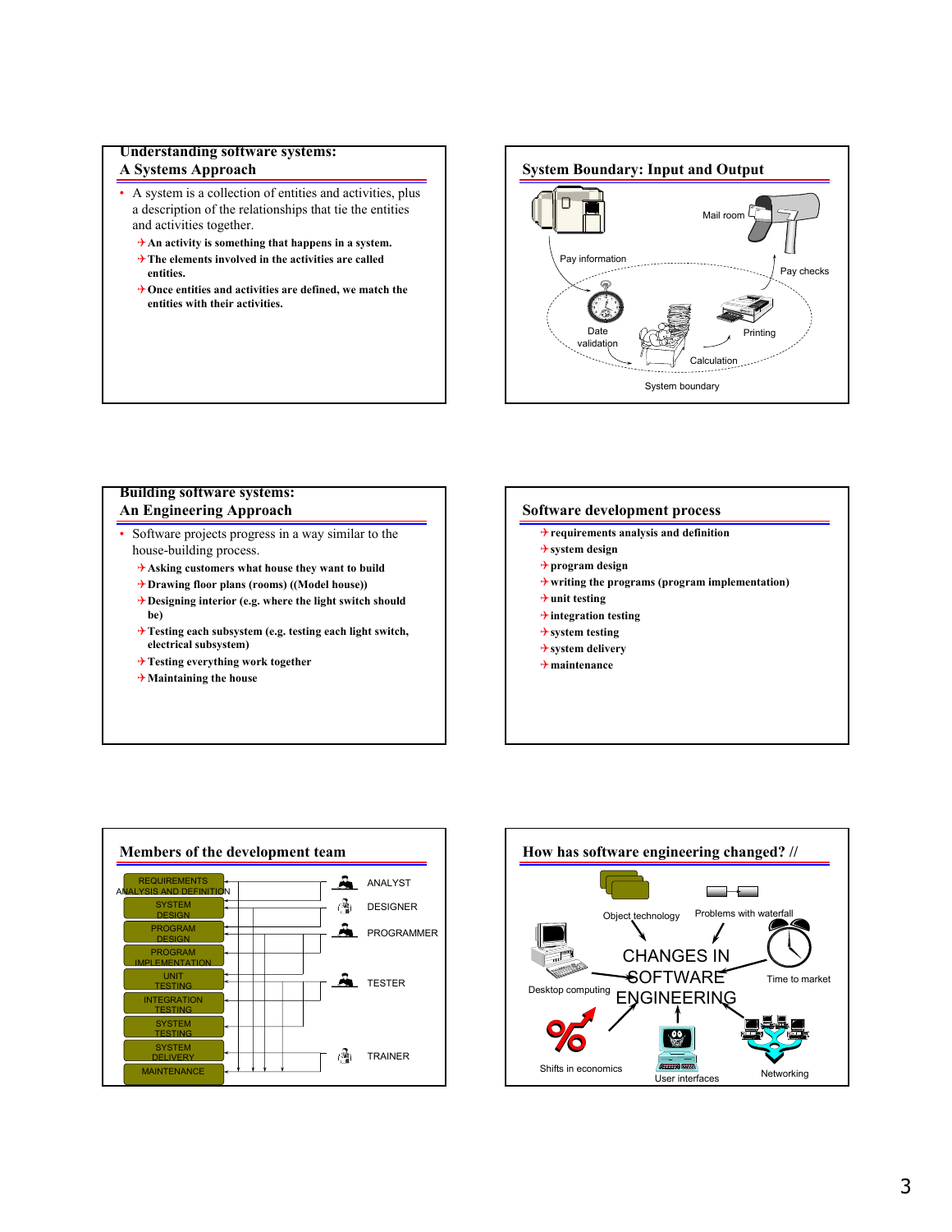## Understanding software systems: A Systems Approach

- A system is a collection of entities and activities, plus a description of the relationships that tie the entities and activities together.
  - **An activity is something that happens in a system.**
  - **The elements involved in the activities are called entities.**
  - **Once entities and activities are defined, we match the entities with their activities.**

## System Boundary: Input and Output

Pay information

Mail room

Pay checks

Date validation

Printing

Calculation

System boundary

## Building software systems: An Engineering Approach

- Software projects progress in a way similar to the house-building process.
  - **Asking customers what house they want to build**
  - **Drawing floor plans (rooms) ((Model house))**
  - **Designing interior (e.g. where the light switch should be)**
  - **Testing each subsystem (e.g. testing each light switch, electrical subsystem)**
  - **Testing everything work together**
  - **Maintaining the house**

## Software development process

- **requirements analysis and definition**
- **system design**
- **program design**
- **writing the programs (program implementation)**
- **unit testing**
- **integration testing**
- **system testing**
- **system delivery**
- **maintenance**

## Members of the development team

REQUIREMENTS ANALYSIS AND DEFINITION — ANALYST

SYSTEM DESIGN — DESIGNER

PROGRAM DESIGN — PROGRAMMER

PROGRAM IMPLEMENTATION

UNIT TESTING — TESTER

INTEGRATION TESTING

SYSTEM TESTING

SYSTEM DELIVERY — TRAINER

MAINTENANCE

## How has software engineering changed? //

CHANGES IN SOFTWARE ENGINEERING

Object technology

Problems with waterfall

Desktop computing

Time to market

Shifts in economics

User interfaces

Networking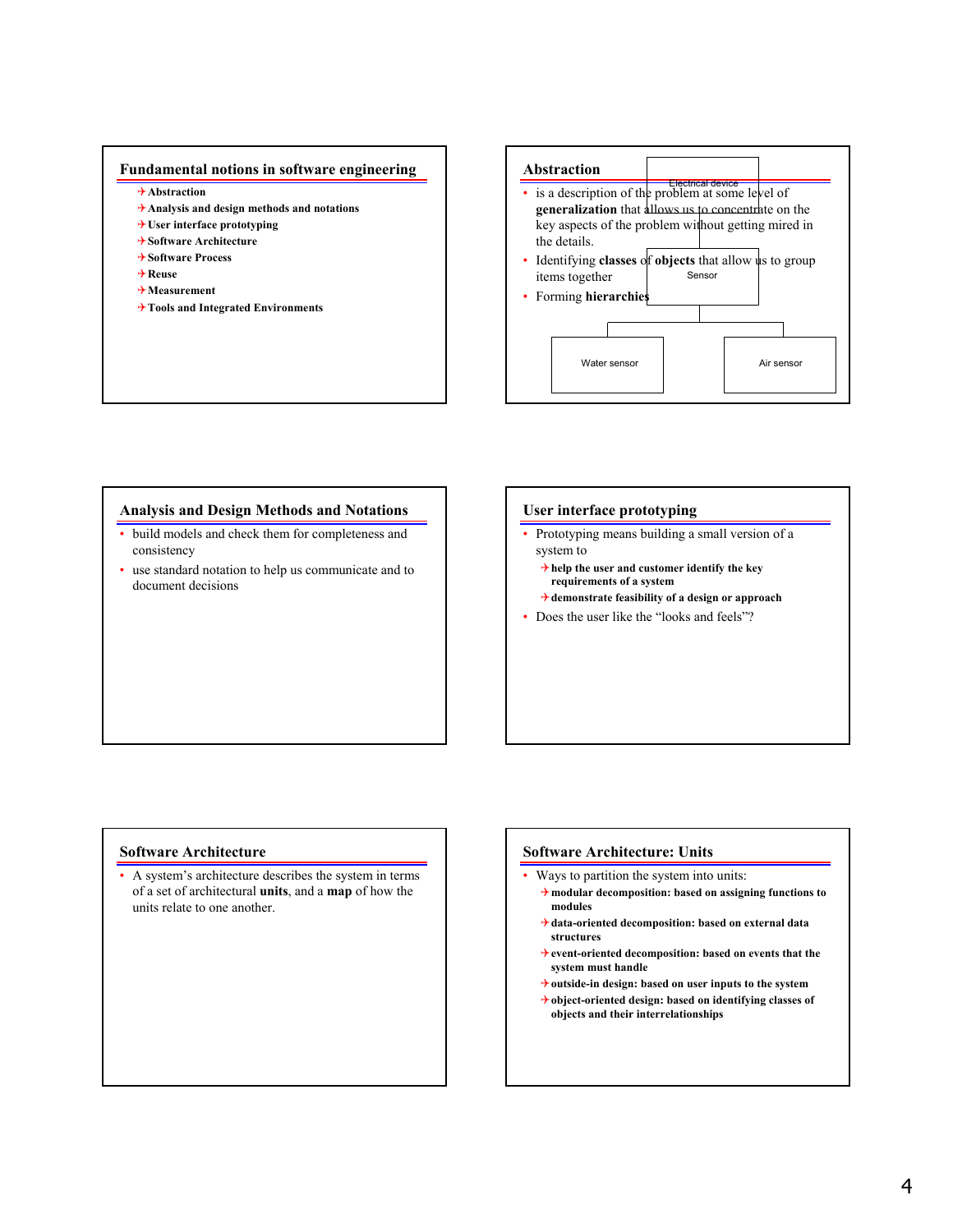## Fundamental notions in software engineering

- Abstraction
- Analysis and design methods and notations
- User interface prototyping
- Software Architecture
- Software Process
- Reuse
- Measurement
- Tools and Integrated Environments

## Abstraction

- is a description of the problem at some level of **generalization** that allows us to concentrate on the key aspects of the problem without getting mired in the details.
- Identifying **classes** of **objects** that allow us to group items together
- Forming **hierarchies**

Electrical device

Sensor

Water sensor

Air sensor

## Analysis and Design Methods and Notations

- build models and check them for completeness and consistency
- use standard notation to help us communicate and to document decisions

## User interface prototyping

- Prototyping means building a small version of a system to
  - help the user and customer identify the key requirements of a system
  - demonstrate feasibility of a design or approach
- Does the user like the "looks and feels"?

## Software Architecture

- A system's architecture describes the system in terms of a set of architectural **units**, and a **map** of how the units relate to one another.

## Software Architecture: Units

- Ways to partition the system into units:
  - modular decomposition: based on assigning functions to modules
  - data-oriented decomposition: based on external data structures
  - event-oriented decomposition: based on events that the system must handle
  - outside-in design: based on user inputs to the system
  - object-oriented design: based on identifying classes of objects and their interrelationships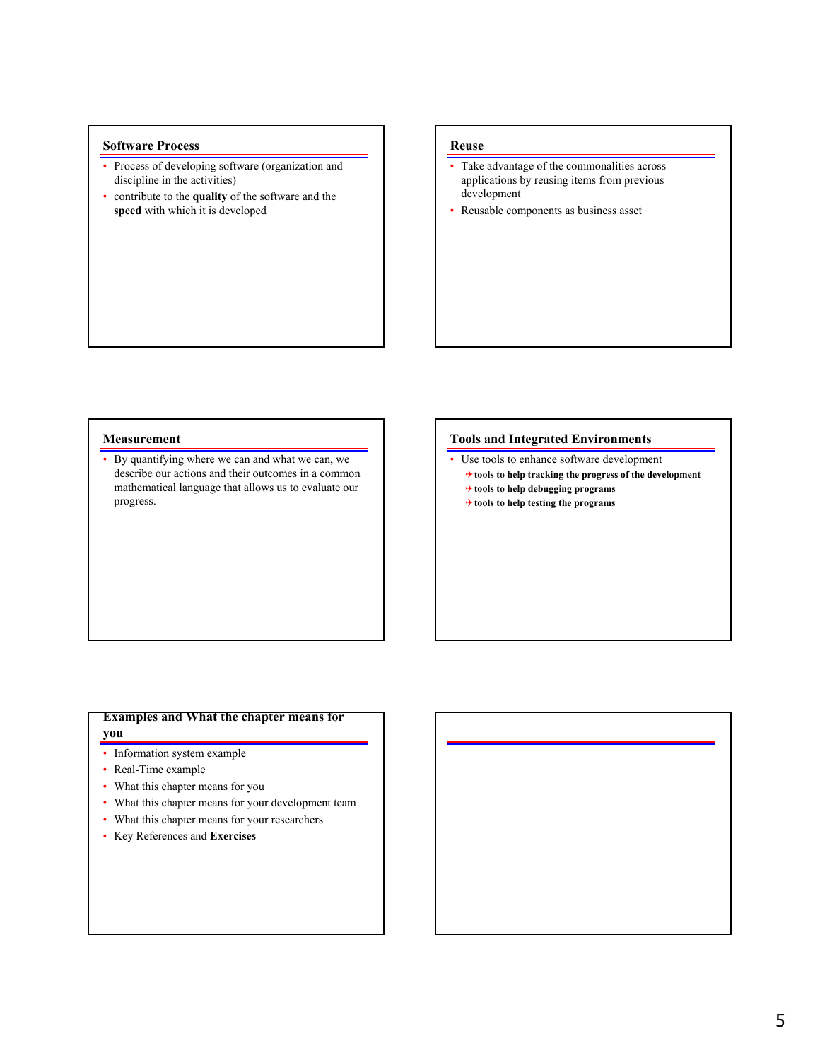## Software Process

- Process of developing software (organization and discipline in the activities)
- contribute to the **quality** of the software and the **speed** with which it is developed

## Reuse

- Take advantage of the commonalities across applications by reusing items from previous development
- Reusable components as business asset

## Measurement

- By quantifying where we can and what we can, we describe our actions and their outcomes in a common mathematical language that allows us to evaluate our progress.

## Tools and Integrated Environments

- Use tools to enhance software development
  - **tools to help tracking the progress of the development**
  - **tools to help debugging programs**
  - **tools to help testing the programs**

## Examples and What the chapter means for you

- Information system example
- Real-Time example
- What this chapter means for you
- What this chapter means for your development team
- What this chapter means for your researchers
- Key References and **Exercises**